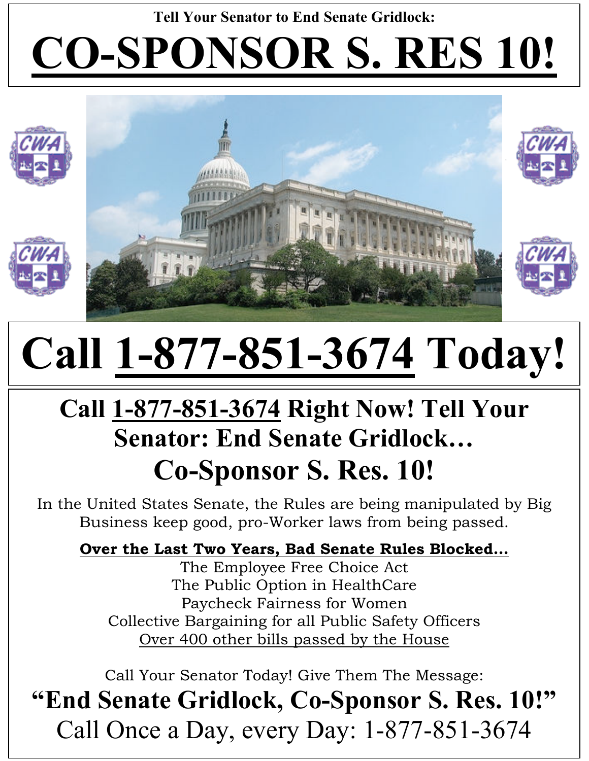Tell Your Senator to End Senate Gridlock:

# CO-SPONSOR S. RES 10!

# Call 1-877-851-3674 Today!

## Call 1-877-851-3674 Right Now! Tell Your Senator: End Senate Gridlock…

## Co-Sponsor S. Res. 10!

In the United States Senate, the Rules are being manipulated by Big Business keep good, pro-Worker laws from being passed.

**Over the Last Two Years, Bad Senate Rules Blocked…**

The Employee Free Choice Act
The Public Option in HealthCare
Paycheck Fairness for Women
Collective Bargaining for all Public Safety Officers
Over 400 other bills passed by the House

Call Your Senator Today! Give Them The Message:

**"End Senate Gridlock, Co-Sponsor S. Res. 10!"**

Call Once a Day, every Day: 1-877-851-3674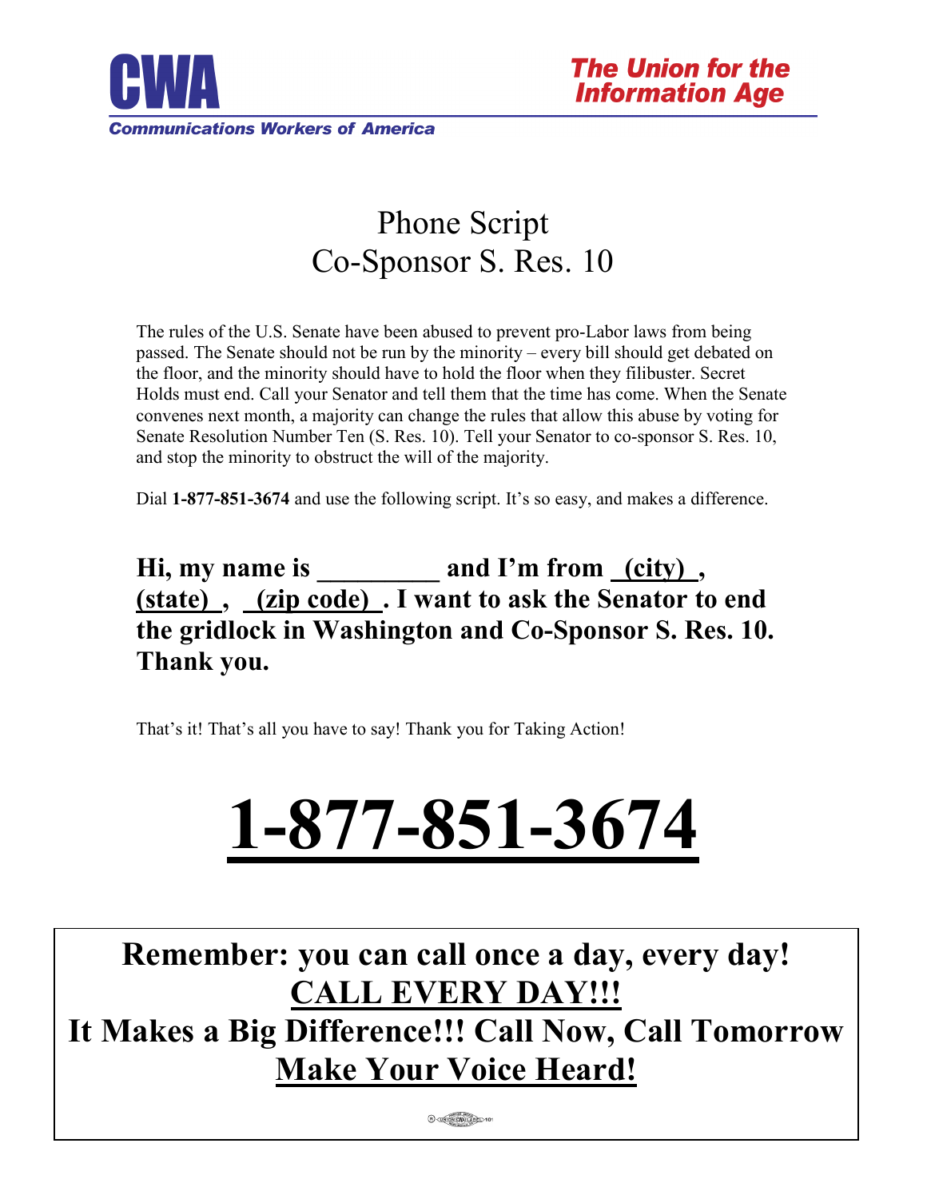**CWA**

**The Union for the Information Age**

**Communications Workers of America**

# Phone Script
# Co-Sponsor S. Res. 10

The rules of the U.S. Senate have been abused to prevent pro-Labor laws from being passed. The Senate should not be run by the minority – every bill should get debated on the floor, and the minority should have to hold the floor when they filibuster. Secret Holds must end. Call your Senator and tell them that the time has come. When the Senate convenes next month, a majority can change the rules that allow this abuse by voting for Senate Resolution Number Ten (S. Res. 10). Tell your Senator to co-sponsor S. Res. 10, and stop the minority to obstruct the will of the majority.

Dial **1-877-851-3674** and use the following script. It's so easy, and makes a difference.

**Hi, my name is _________ and I'm from _(city)_, _(state)_, _(zip code)_. I want to ask the Senator to end the gridlock in Washington and Co-Sponsor S. Res. 10. Thank you.**

That's it! That's all you have to say! Thank you for Taking Action!

# 1-877-851-3674

**Remember: you can call once a day, every day!**

**CALL EVERY DAY!!!**

**It Makes a Big Difference!!! Call Now, Call Tomorrow**

**Make Your Voice Heard!**